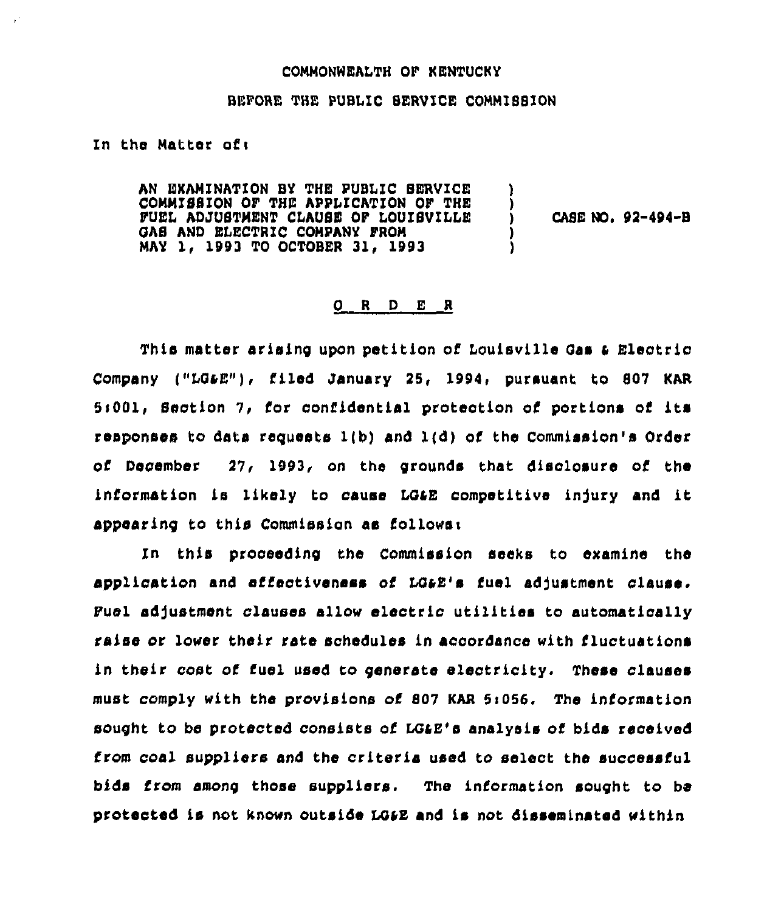COMMONWEALTH OF KENTUCKY

BEFORE THE PUBLIC SERVICE COMMISSION

In the Matter of:

AN EXAMINATION BY THE PUBLIC SERVICE COMMISSION OF THE APPLICATION OF THE FUEL ADJUSTMENT CLAUSE OF LOUISVILLE GAS AND ELECTRIC COMPANY FROM MAY 1, 1993 TO OCTOBER 31, 1993 ) CASE NO. 92-494-B

O R D E R

This matter arising upon petition of Louisville Gas & Electric Company ("LG&E"), filed January 25, 1994, pursuant to 807 KAR 5:001, Section 7, for confidential protection of portions of its responses to data requests 1(b) and 1(d) of the Commission's Order of December 27, 1993, on the grounds that disclosure of the information is likely to cause LG&E competitive injury and it appearing to this Commission as follows:

In this proceeding the Commission seeks to examine the application and effectiveness of LG&E's fuel adjustment clause. Fuel adjustment clauses allow electric utilities to automatically raise or lower their rate schedules in accordance with fluctuations in their cost of fuel used to generate electricity. These clauses must comply with the provisions of 807 KAR 5:056. The information sought to be protected consists of LG&E's analysis of bids received from coal suppliers and the criteria used to select the successful bids from among those suppliers. The information sought to be protected is not known outside LG&E and is not disseminated within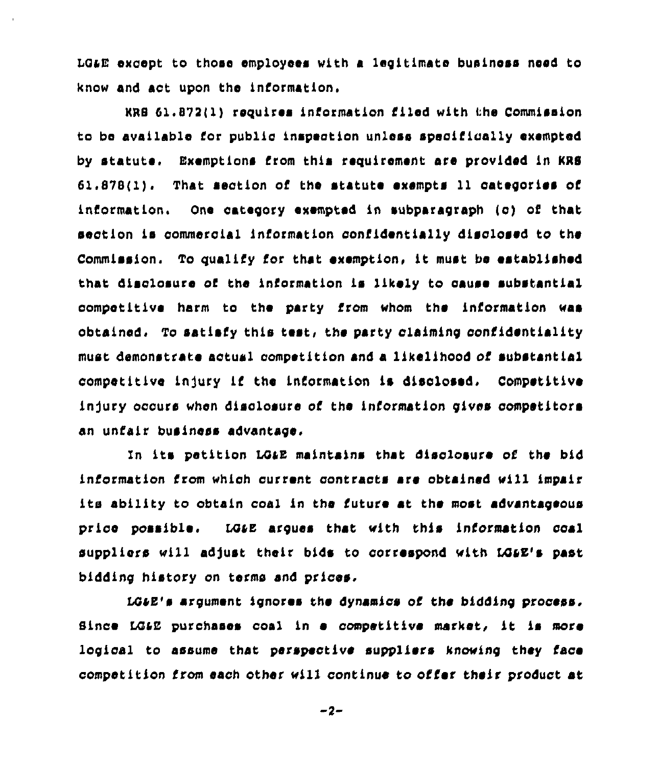LG&E except to those employees with a legitimate business need to know and act upon the information.

KRS 61.872(1) requires information filed with the Commission to be available for public inspection unless specifically exempted by statute. Exemptions from this requirement are provided in KRS 61.878(1). That section of the statute exempts 11 categories of information. One category exempted in subparagraph (c) of that section is commercial information confidentially disclosed to the Commission. To qualify for that exemption, it must be established that disclosure of the information is likely to cause substantial competitive harm to the party from whom the information was obtained. To satisfy this test, the party claiming confidentiality must demonstrate actual competition and a likelihood of substantial competitive injury if the information is disclosed. Competitive injury occurs when disclosure of the information gives competitors an unfair business advantage.

In its petition LG&E maintains that disclosure of the bid information from which current contracts are obtained will impair its ability to obtain coal in the future at the most advantageous price possible. LG&E argues that with this information coal suppliers will adjust their bids to correspond with LG&E's past bidding history on terms and prices.

LG&E's argument ignores the dynamics of the bidding process. Since LG&E purchases coal in a competitive market, it is more logical to assume that perspective suppliers knowing they face competition from each other will continue to offer their product at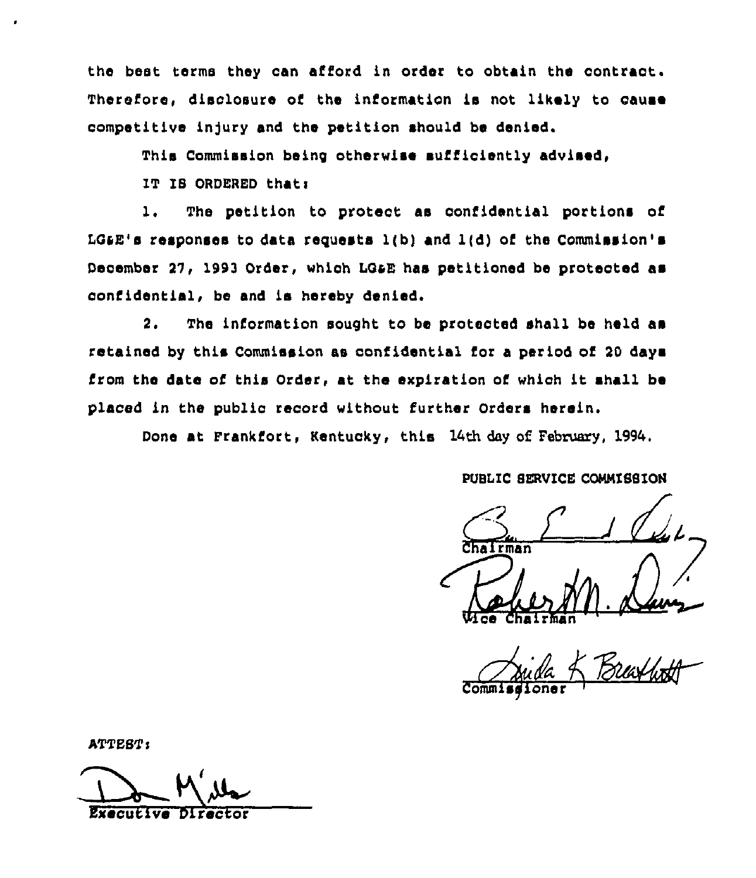the best terms they can afford in order to obtain the contract. Therefore, disclosure of the information is not likely to cause competitive injury and the petition should be denied.

This Commission being otherwise sufficiently advised,

IT IS ORDERED that:

1. The petition to protect as confidential portions of LG&E's responses to data requests 1(b) and 1(d) of the Commission's December 27, 1993 Order, which LG&E has petitioned be protected as confidential, be and is hereby denied.

2. The information sought to be protected shall be held as retained by this Commission as confidential for a period of 20 days from the date of this Order, at the expiration of which it shall be placed in the public record without further Orders herein.

Done at Frankfort, Kentucky, this 14th day of February, 1994.

PUBLIC SERVICE COMMISSION

Chairman

Vice Chairman

Commissioner

ATTEST:

Executive Director